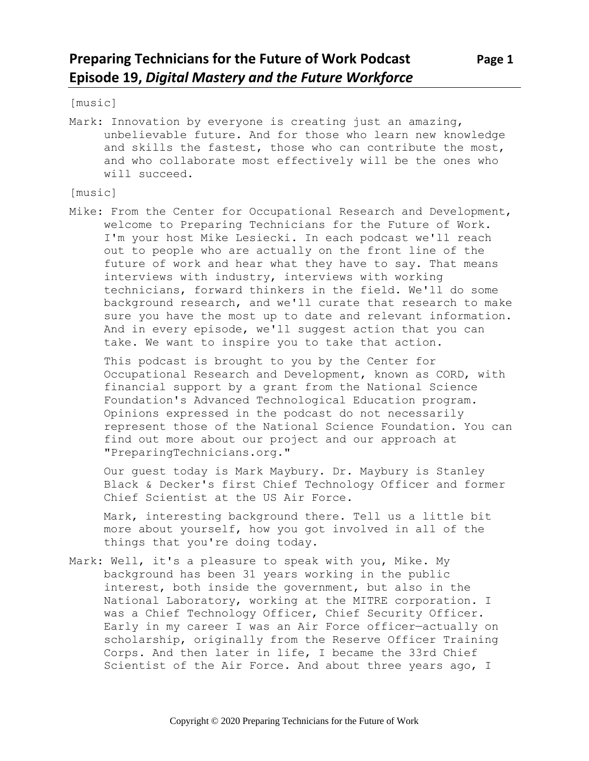# Preparing Technicians for the Future of Work Podcast
## Episode 19, *Digital Mastery and the Future Workforce*

[music]

Mark: Innovation by everyone is creating just an amazing, unbelievable future. And for those who learn new knowledge and skills the fastest, those who can contribute the most, and who collaborate most effectively will be the ones who will succeed.

[music]

Mike: From the Center for Occupational Research and Development, welcome to Preparing Technicians for the Future of Work. I'm your host Mike Lesiecki. In each podcast we'll reach out to people who are actually on the front line of the future of work and hear what they have to say. That means interviews with industry, interviews with working technicians, forward thinkers in the field. We'll do some background research, and we'll curate that research to make sure you have the most up to date and relevant information. And in every episode, we'll suggest action that you can take. We want to inspire you to take that action.

This podcast is brought to you by the Center for Occupational Research and Development, known as CORD, with financial support by a grant from the National Science Foundation's Advanced Technological Education program. Opinions expressed in the podcast do not necessarily represent those of the National Science Foundation. You can find out more about our project and our approach at "PreparingTechnicians.org."

Our guest today is Mark Maybury. Dr. Maybury is Stanley Black & Decker's first Chief Technology Officer and former Chief Scientist at the US Air Force.

Mark, interesting background there. Tell us a little bit more about yourself, how you got involved in all of the things that you're doing today.

Mark: Well, it's a pleasure to speak with you, Mike. My background has been 31 years working in the public interest, both inside the government, but also in the National Laboratory, working at the MITRE corporation. I was a Chief Technology Officer, Chief Security Officer. Early in my career I was an Air Force officer—actually on scholarship, originally from the Reserve Officer Training Corps. And then later in life, I became the 33rd Chief Scientist of the Air Force. And about three years ago, I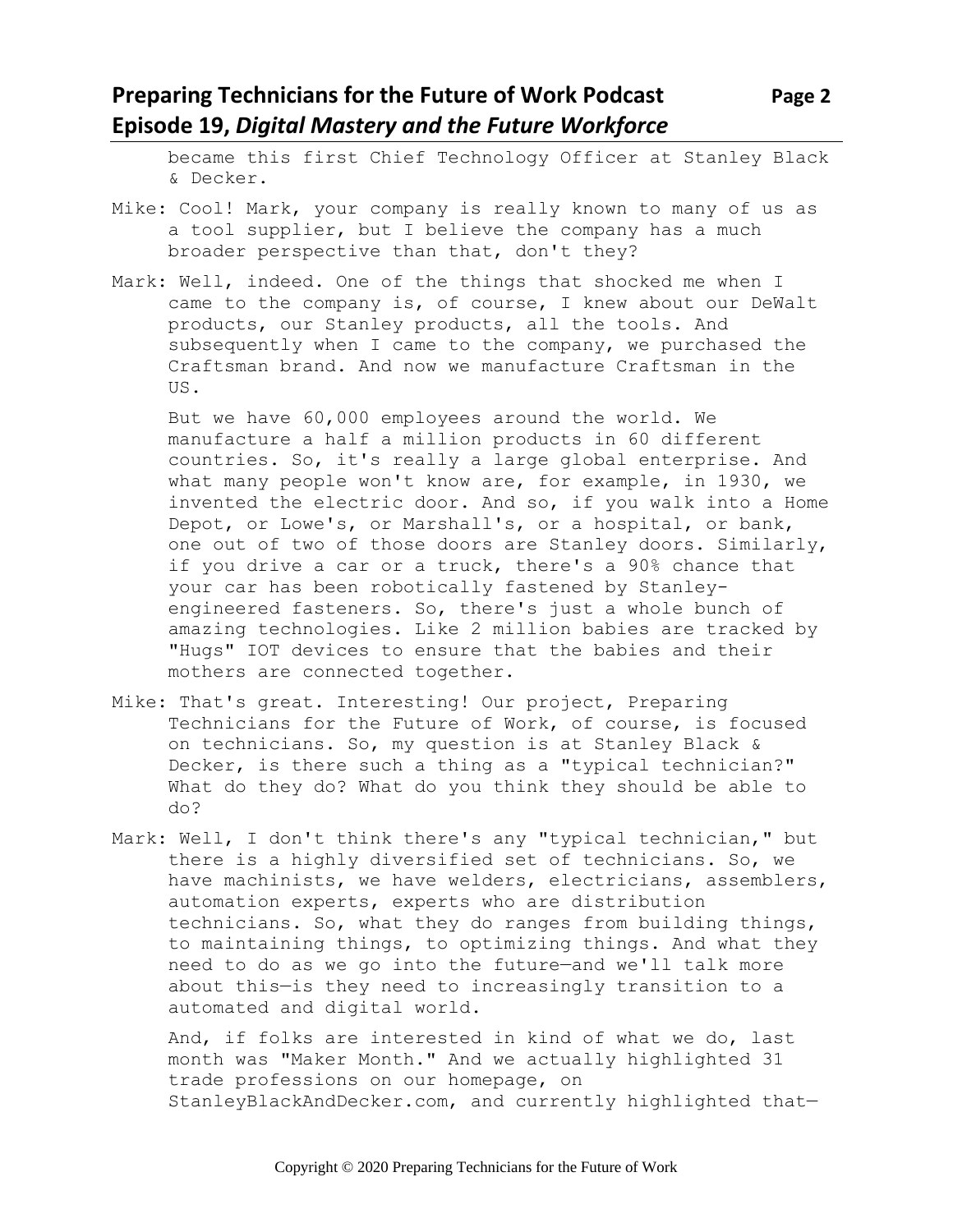became this first Chief Technology Officer at Stanley Black & Decker.

Mike: Cool! Mark, your company is really known to many of us as a tool supplier, but I believe the company has a much broader perspective than that, don't they?

Mark: Well, indeed. One of the things that shocked me when I came to the company is, of course, I knew about our DeWalt products, our Stanley products, all the tools. And subsequently when I came to the company, we purchased the Craftsman brand. And now we manufacture Craftsman in the US.

But we have 60,000 employees around the world. We manufacture a half a million products in 60 different countries. So, it's really a large global enterprise. And what many people won't know are, for example, in 1930, we invented the electric door. And so, if you walk into a Home Depot, or Lowe's, or Marshall's, or a hospital, or bank, one out of two of those doors are Stanley doors. Similarly, if you drive a car or a truck, there's a 90% chance that your car has been robotically fastened by Stanley-engineered fasteners. So, there's just a whole bunch of amazing technologies. Like 2 million babies are tracked by "Hugs" IOT devices to ensure that the babies and their mothers are connected together.

Mike: That's great. Interesting! Our project, Preparing Technicians for the Future of Work, of course, is focused on technicians. So, my question is at Stanley Black & Decker, is there such a thing as a "typical technician?" What do they do? What do you think they should be able to do?

Mark: Well, I don't think there's any "typical technician," but there is a highly diversified set of technicians. So, we have machinists, we have welders, electricians, assemblers, automation experts, experts who are distribution technicians. So, what they do ranges from building things, to maintaining things, to optimizing things. And what they need to do as we go into the future—and we'll talk more about this—is they need to increasingly transition to a automated and digital world.

And, if folks are interested in kind of what we do, last month was "Maker Month." And we actually highlighted 31 trade professions on our homepage, on StanleyBlackAndDecker.com, and currently highlighted that—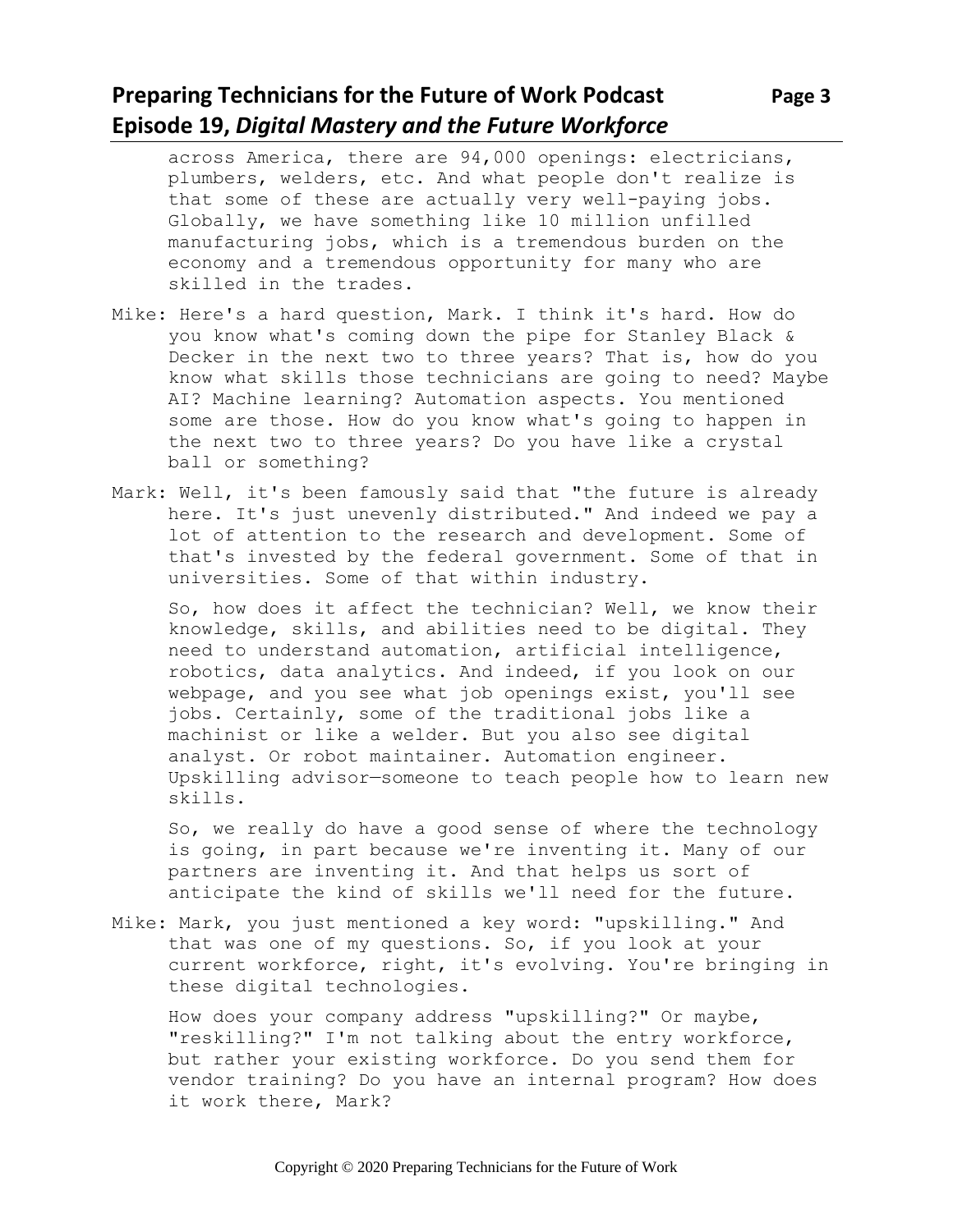across America, there are 94,000 openings: electricians, plumbers, welders, etc. And what people don't realize is that some of these are actually very well-paying jobs. Globally, we have something like 10 million unfilled manufacturing jobs, which is a tremendous burden on the economy and a tremendous opportunity for many who are skilled in the trades.

Mike: Here's a hard question, Mark. I think it's hard. How do you know what's coming down the pipe for Stanley Black & Decker in the next two to three years? That is, how do you know what skills those technicians are going to need? Maybe AI? Machine learning? Automation aspects. You mentioned some are those. How do you know what's going to happen in the next two to three years? Do you have like a crystal ball or something?

Mark: Well, it's been famously said that "the future is already here. It's just unevenly distributed." And indeed we pay a lot of attention to the research and development. Some of that's invested by the federal government. Some of that in universities. Some of that within industry.

So, how does it affect the technician? Well, we know their knowledge, skills, and abilities need to be digital. They need to understand automation, artificial intelligence, robotics, data analytics. And indeed, if you look on our webpage, and you see what job openings exist, you'll see jobs. Certainly, some of the traditional jobs like a machinist or like a welder. But you also see digital analyst. Or robot maintainer. Automation engineer. Upskilling advisor—someone to teach people how to learn new skills.

So, we really do have a good sense of where the technology is going, in part because we're inventing it. Many of our partners are inventing it. And that helps us sort of anticipate the kind of skills we'll need for the future.

Mike: Mark, you just mentioned a key word: "upskilling." And that was one of my questions. So, if you look at your current workforce, right, it's evolving. You're bringing in these digital technologies.

How does your company address "upskilling?" Or maybe, "reskilling?" I'm not talking about the entry workforce, but rather your existing workforce. Do you send them for vendor training? Do you have an internal program? How does it work there, Mark?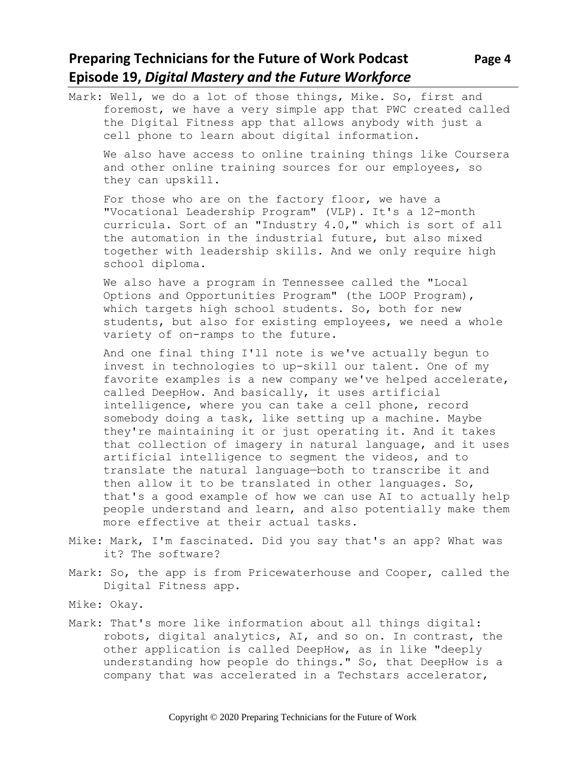Mark: Well, we do a lot of those things, Mike. So, first and foremost, we have a very simple app that PWC created called the Digital Fitness app that allows anybody with just a cell phone to learn about digital information.

We also have access to online training things like Coursera and other online training sources for our employees, so they can upskill.

For those who are on the factory floor, we have a "Vocational Leadership Program" (VLP). It's a 12-month curricula. Sort of an "Industry 4.0," which is sort of all the automation in the industrial future, but also mixed together with leadership skills. And we only require high school diploma.

We also have a program in Tennessee called the "Local Options and Opportunities Program" (the LOOP Program), which targets high school students. So, both for new students, but also for existing employees, we need a whole variety of on-ramps to the future.

And one final thing I'll note is we've actually begun to invest in technologies to up-skill our talent. One of my favorite examples is a new company we've helped accelerate, called DeepHow. And basically, it uses artificial intelligence, where you can take a cell phone, record somebody doing a task, like setting up a machine. Maybe they're maintaining it or just operating it. And it takes that collection of imagery in natural language, and it uses artificial intelligence to segment the videos, and to translate the natural language—both to transcribe it and then allow it to be translated in other languages. So, that's a good example of how we can use AI to actually help people understand and learn, and also potentially make them more effective at their actual tasks.

Mike: Mark, I'm fascinated. Did you say that's an app? What was it? The software?

Mark: So, the app is from Pricewaterhouse and Cooper, called the Digital Fitness app.

Mike: Okay.

Mark: That's more like information about all things digital: robots, digital analytics, AI, and so on. In contrast, the other application is called DeepHow, as in like "deeply understanding how people do things." So, that DeepHow is a company that was accelerated in a Techstars accelerator,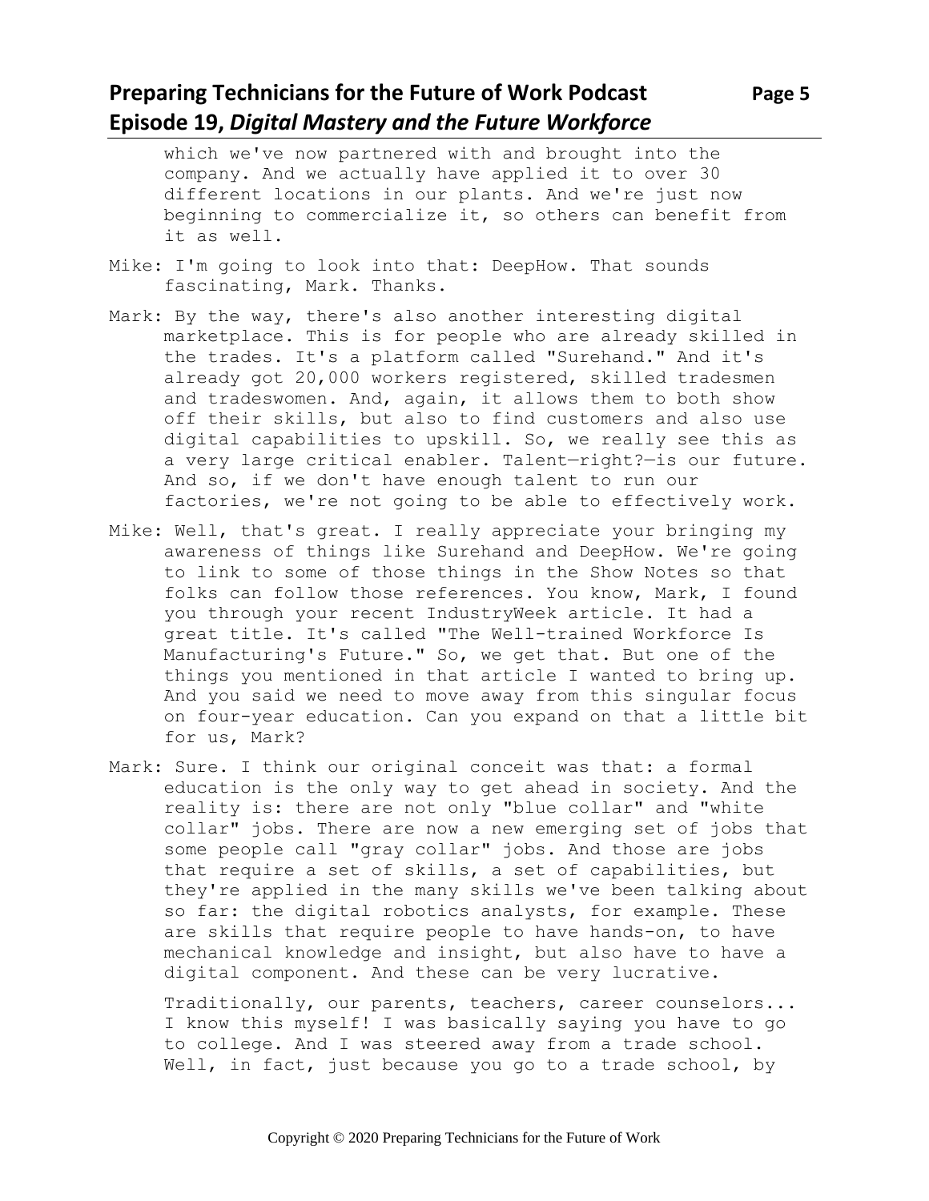which we've now partnered with and brought into the company. And we actually have applied it to over 30 different locations in our plants. And we're just now beginning to commercialize it, so others can benefit from it as well.

Mike: I'm going to look into that: DeepHow. That sounds fascinating, Mark. Thanks.

Mark: By the way, there's also another interesting digital marketplace. This is for people who are already skilled in the trades. It's a platform called "Surehand." And it's already got 20,000 workers registered, skilled tradesmen and tradeswomen. And, again, it allows them to both show off their skills, but also to find customers and also use digital capabilities to upskill. So, we really see this as a very large critical enabler. Talent—right?—is our future. And so, if we don't have enough talent to run our factories, we're not going to be able to effectively work.

Mike: Well, that's great. I really appreciate your bringing my awareness of things like Surehand and DeepHow. We're going to link to some of those things in the Show Notes so that folks can follow those references. You know, Mark, I found you through your recent IndustryWeek article. It had a great title. It's called "The Well-trained Workforce Is Manufacturing's Future." So, we get that. But one of the things you mentioned in that article I wanted to bring up. And you said we need to move away from this singular focus on four-year education. Can you expand on that a little bit for us, Mark?

Mark: Sure. I think our original conceit was that: a formal education is the only way to get ahead in society. And the reality is: there are not only "blue collar" and "white collar" jobs. There are now a new emerging set of jobs that some people call "gray collar" jobs. And those are jobs that require a set of skills, a set of capabilities, but they're applied in the many skills we've been talking about so far: the digital robotics analysts, for example. These are skills that require people to have hands-on, to have mechanical knowledge and insight, but also have to have a digital component. And these can be very lucrative.

Traditionally, our parents, teachers, career counselors... I know this myself! I was basically saying you have to go to college. And I was steered away from a trade school. Well, in fact, just because you go to a trade school, by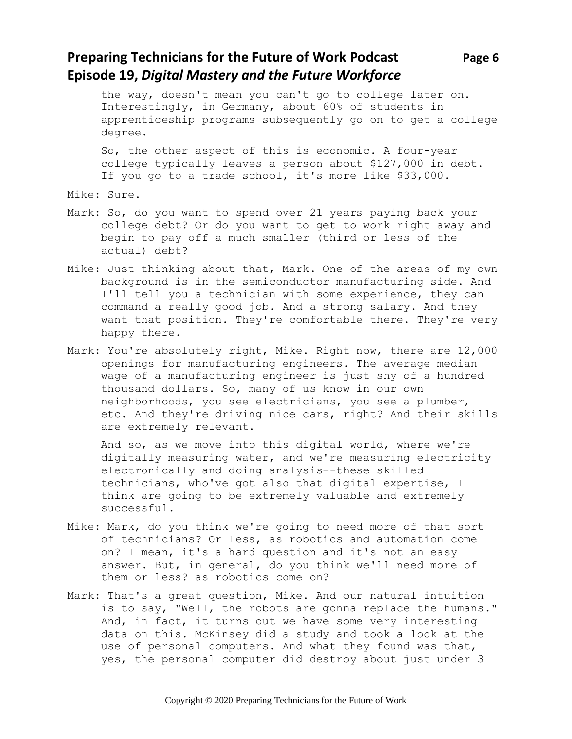the way, doesn't mean you can't go to college later on. Interestingly, in Germany, about 60% of students in apprenticeship programs subsequently go on to get a college degree.

So, the other aspect of this is economic. A four-year college typically leaves a person about $127,000 in debt. If you go to a trade school, it's more like $33,000.

Mike: Sure.

Mark: So, do you want to spend over 21 years paying back your college debt? Or do you want to get to work right away and begin to pay off a much smaller (third or less of the actual) debt?

Mike: Just thinking about that, Mark. One of the areas of my own background is in the semiconductor manufacturing side. And I'll tell you a technician with some experience, they can command a really good job. And a strong salary. And they want that position. They're comfortable there. They're very happy there.

Mark: You're absolutely right, Mike. Right now, there are 12,000 openings for manufacturing engineers. The average median wage of a manufacturing engineer is just shy of a hundred thousand dollars. So, many of us know in our own neighborhoods, you see electricians, you see a plumber, etc. And they're driving nice cars, right? And their skills are extremely relevant.

And so, as we move into this digital world, where we're digitally measuring water, and we're measuring electricity electronically and doing analysis--these skilled technicians, who've got also that digital expertise, I think are going to be extremely valuable and extremely successful.

Mike: Mark, do you think we're going to need more of that sort of technicians? Or less, as robotics and automation come on? I mean, it's a hard question and it's not an easy answer. But, in general, do you think we'll need more of them—or less?—as robotics come on?

Mark: That's a great question, Mike. And our natural intuition is to say, "Well, the robots are gonna replace the humans." And, in fact, it turns out we have some very interesting data on this. McKinsey did a study and took a look at the use of personal computers. And what they found was that, yes, the personal computer did destroy about just under 3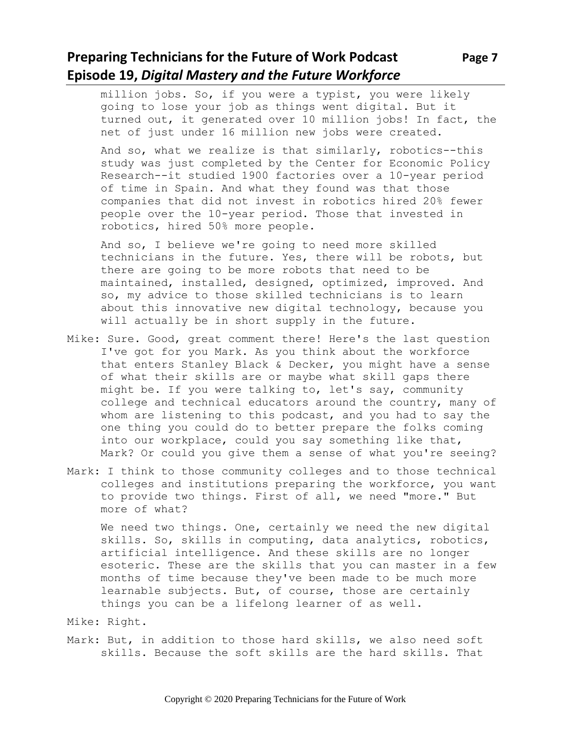million jobs. So, if you were a typist, you were likely going to lose your job as things went digital. But it turned out, it generated over 10 million jobs! In fact, the net of just under 16 million new jobs were created.

And so, what we realize is that similarly, robotics--this study was just completed by the Center for Economic Policy Research--it studied 1900 factories over a 10-year period of time in Spain. And what they found was that those companies that did not invest in robotics hired 20% fewer people over the 10-year period. Those that invested in robotics, hired 50% more people.

And so, I believe we're going to need more skilled technicians in the future. Yes, there will be robots, but there are going to be more robots that need to be maintained, installed, designed, optimized, improved. And so, my advice to those skilled technicians is to learn about this innovative new digital technology, because you will actually be in short supply in the future.

Mike: Sure. Good, great comment there! Here's the last question I've got for you Mark. As you think about the workforce that enters Stanley Black & Decker, you might have a sense of what their skills are or maybe what skill gaps there might be. If you were talking to, let's say, community college and technical educators around the country, many of whom are listening to this podcast, and you had to say the one thing you could do to better prepare the folks coming into our workplace, could you say something like that, Mark? Or could you give them a sense of what you're seeing?

Mark: I think to those community colleges and to those technical colleges and institutions preparing the workforce, you want to provide two things. First of all, we need "more." But more of what?

We need two things. One, certainly we need the new digital skills. So, skills in computing, data analytics, robotics, artificial intelligence. And these skills are no longer esoteric. These are the skills that you can master in a few months of time because they've been made to be much more learnable subjects. But, of course, those are certainly things you can be a lifelong learner of as well.

Mike: Right.

Mark: But, in addition to those hard skills, we also need soft skills. Because the soft skills are the hard skills. That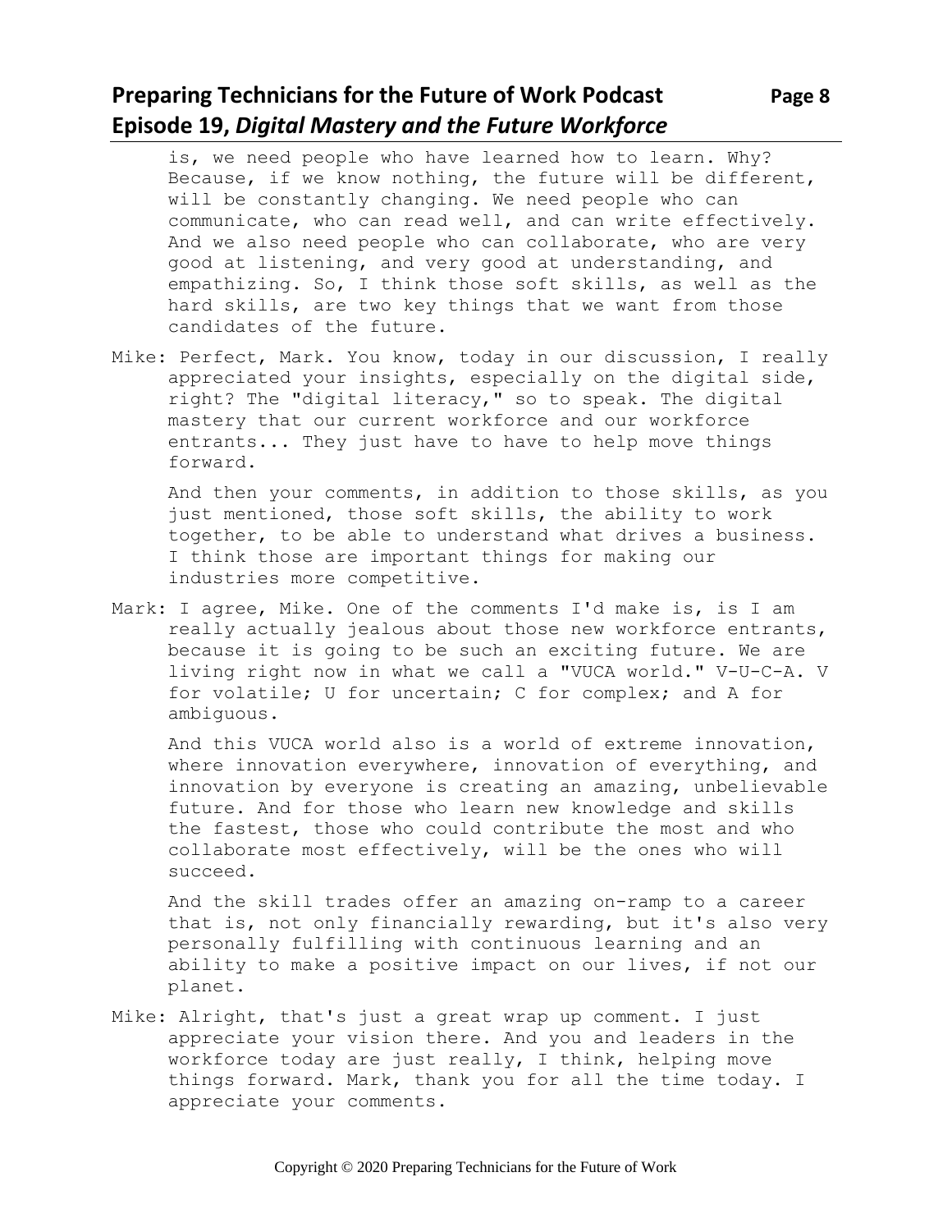is, we need people who have learned how to learn. Why? Because, if we know nothing, the future will be different, will be constantly changing. We need people who can communicate, who can read well, and can write effectively. And we also need people who can collaborate, who are very good at listening, and very good at understanding, and empathizing. So, I think those soft skills, as well as the hard skills, are two key things that we want from those candidates of the future.

Mike: Perfect, Mark. You know, today in our discussion, I really appreciated your insights, especially on the digital side, right? The "digital literacy," so to speak. The digital mastery that our current workforce and our workforce entrants... They just have to have to help move things forward.

And then your comments, in addition to those skills, as you just mentioned, those soft skills, the ability to work together, to be able to understand what drives a business. I think those are important things for making our industries more competitive.

Mark: I agree, Mike. One of the comments I'd make is, is I am really actually jealous about those new workforce entrants, because it is going to be such an exciting future. We are living right now in what we call a "VUCA world." V-U-C-A. V for volatile; U for uncertain; C for complex; and A for ambiguous.

And this VUCA world also is a world of extreme innovation, where innovation everywhere, innovation of everything, and innovation by everyone is creating an amazing, unbelievable future. And for those who learn new knowledge and skills the fastest, those who could contribute the most and who collaborate most effectively, will be the ones who will succeed.

And the skill trades offer an amazing on-ramp to a career that is, not only financially rewarding, but it's also very personally fulfilling with continuous learning and an ability to make a positive impact on our lives, if not our planet.

Mike: Alright, that's just a great wrap up comment. I just appreciate your vision there. And you and leaders in the workforce today are just really, I think, helping move things forward. Mark, thank you for all the time today. I appreciate your comments.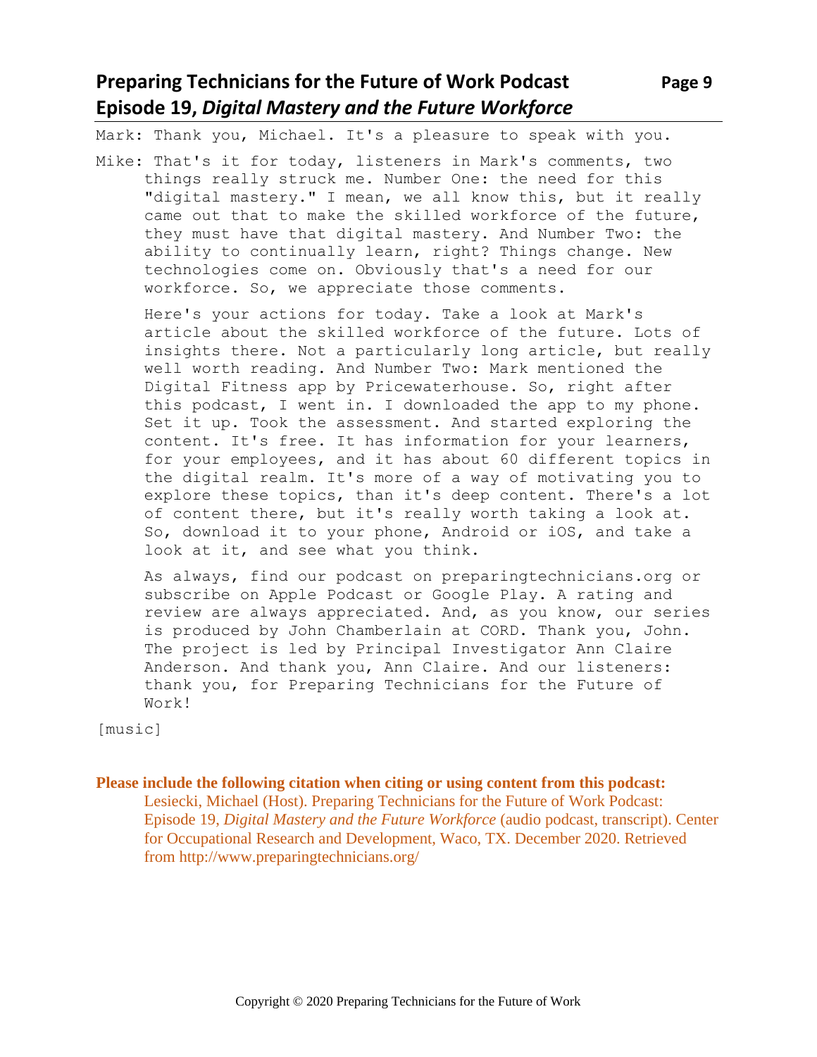Mark: Thank you, Michael. It's a pleasure to speak with you.

Mike: That's it for today, listeners in Mark's comments, two things really struck me. Number One: the need for this "digital mastery." I mean, we all know this, but it really came out that to make the skilled workforce of the future, they must have that digital mastery. And Number Two: the ability to continually learn, right? Things change. New technologies come on. Obviously that's a need for our workforce. So, we appreciate those comments.

Here's your actions for today. Take a look at Mark's article about the skilled workforce of the future. Lots of insights there. Not a particularly long article, but really well worth reading. And Number Two: Mark mentioned the Digital Fitness app by Pricewaterhouse. So, right after this podcast, I went in. I downloaded the app to my phone. Set it up. Took the assessment. And started exploring the content. It's free. It has information for your learners, for your employees, and it has about 60 different topics in the digital realm. It's more of a way of motivating you to explore these topics, than it's deep content. There's a lot of content there, but it's really worth taking a look at. So, download it to your phone, Android or iOS, and take a look at it, and see what you think.

As always, find our podcast on preparingtechnicians.org or subscribe on Apple Podcast or Google Play. A rating and review are always appreciated. And, as you know, our series is produced by John Chamberlain at CORD. Thank you, John. The project is led by Principal Investigator Ann Claire Anderson. And thank you, Ann Claire. And our listeners: thank you, for Preparing Technicians for the Future of Work!

[music]

**Please include the following citation when citing or using content from this podcast:**

Lesiecki, Michael (Host). Preparing Technicians for the Future of Work Podcast: Episode 19, *Digital Mastery and the Future Workforce* (audio podcast, transcript). Center for Occupational Research and Development, Waco, TX. December 2020. Retrieved from http://www.preparingtechnicians.org/